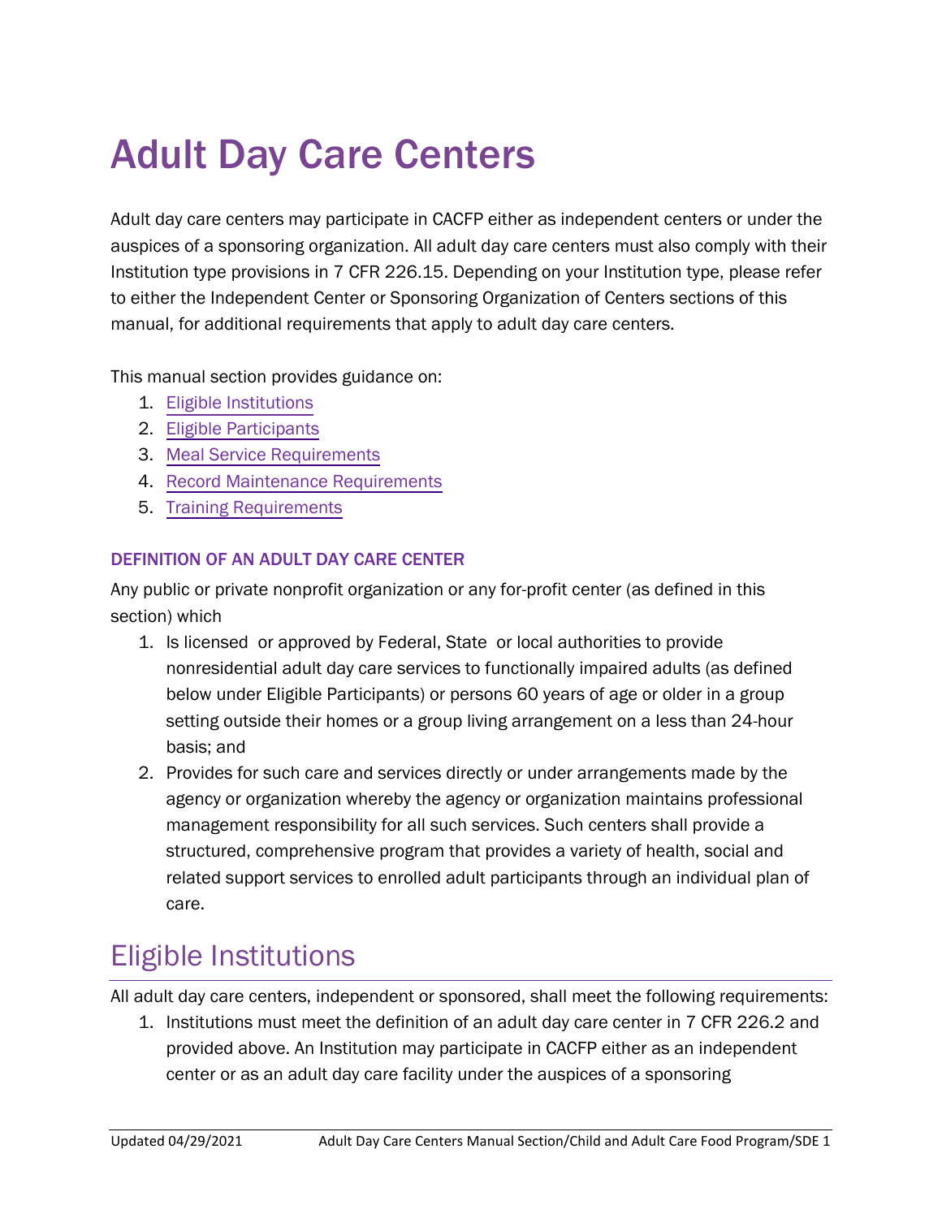# Adult Day Care Centers

Adult day care centers may participate in CACFP either as independent centers or under the auspices of a sponsoring organization. All adult day care centers must also comply with their Institution type provisions in 7 CFR 226.15. Depending on your Institution type, please refer to either the Independent Center or Sponsoring Organization of Centers sections of this manual, for additional requirements that apply to adult day care centers.

This manual section provides guidance on:

1. Eligible Institutions
2. Eligible Participants
3. Meal Service Requirements
4. Record Maintenance Requirements
5. Training Requirements

### DEFINITION OF AN ADULT DAY CARE CENTER

Any public or private nonprofit organization or any for-profit center (as defined in this section) which

1. Is licensed or approved by Federal, State or local authorities to provide nonresidential adult day care services to functionally impaired adults (as defined below under Eligible Participants) or persons 60 years of age or older in a group setting outside their homes or a group living arrangement on a less than 24-hour basis; and
2. Provides for such care and services directly or under arrangements made by the agency or organization whereby the agency or organization maintains professional management responsibility for all such services. Such centers shall provide a structured, comprehensive program that provides a variety of health, social and related support services to enrolled adult participants through an individual plan of care.

## Eligible Institutions

All adult day care centers, independent or sponsored, shall meet the following requirements:

1. Institutions must meet the definition of an adult day care center in 7 CFR 226.2 and provided above. An Institution may participate in CACFP either as an independent center or as an adult day care facility under the auspices of a sponsoring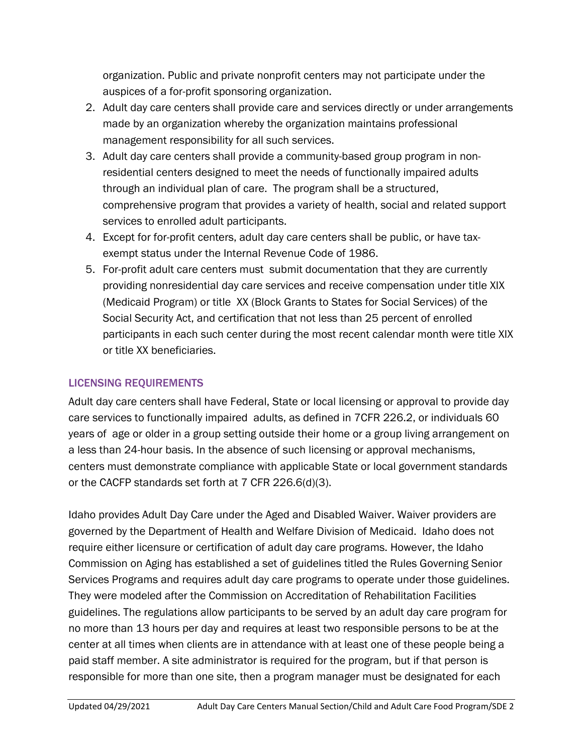organization. Public and private nonprofit centers may not participate under the auspices of a for-profit sponsoring organization.

2. Adult day care centers shall provide care and services directly or under arrangements made by an organization whereby the organization maintains professional management responsibility for all such services.
3. Adult day care centers shall provide a community-based group program in non-residential centers designed to meet the needs of functionally impaired adults through an individual plan of care. The program shall be a structured, comprehensive program that provides a variety of health, social and related support services to enrolled adult participants.
4. Except for for-profit centers, adult day care centers shall be public, or have tax-exempt status under the Internal Revenue Code of 1986.
5. For-profit adult care centers must submit documentation that they are currently providing nonresidential day care services and receive compensation under title XIX (Medicaid Program) or title XX (Block Grants to States for Social Services) of the Social Security Act, and certification that not less than 25 percent of enrolled participants in each such center during the most recent calendar month were title XIX or title XX beneficiaries.

## LICENSING REQUIREMENTS

Adult day care centers shall have Federal, State or local licensing or approval to provide day care services to functionally impaired adults, as defined in 7CFR 226.2, or individuals 60 years of age or older in a group setting outside their home or a group living arrangement on a less than 24-hour basis. In the absence of such licensing or approval mechanisms, centers must demonstrate compliance with applicable State or local government standards or the CACFP standards set forth at 7 CFR 226.6(d)(3).

Idaho provides Adult Day Care under the Aged and Disabled Waiver. Waiver providers are governed by the Department of Health and Welfare Division of Medicaid. Idaho does not require either licensure or certification of adult day care programs. However, the Idaho Commission on Aging has established a set of guidelines titled the Rules Governing Senior Services Programs and requires adult day care programs to operate under those guidelines. They were modeled after the Commission on Accreditation of Rehabilitation Facilities guidelines. The regulations allow participants to be served by an adult day care program for no more than 13 hours per day and requires at least two responsible persons to be at the center at all times when clients are in attendance with at least one of these people being a paid staff member. A site administrator is required for the program, but if that person is responsible for more than one site, then a program manager must be designated for each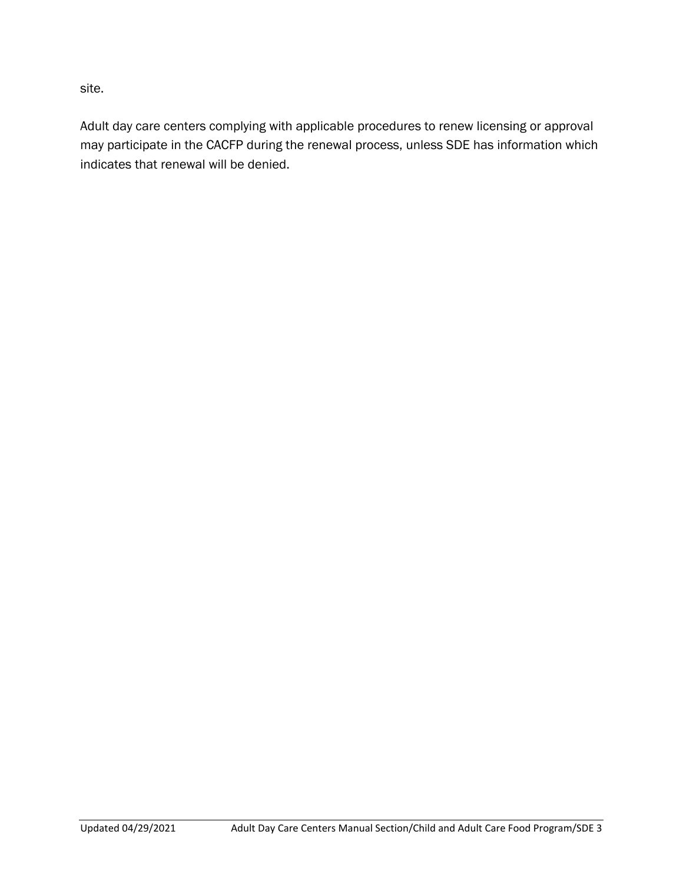site.

Adult day care centers complying with applicable procedures to renew licensing or approval may participate in the CACFP during the renewal process, unless SDE has information which indicates that renewal will be denied.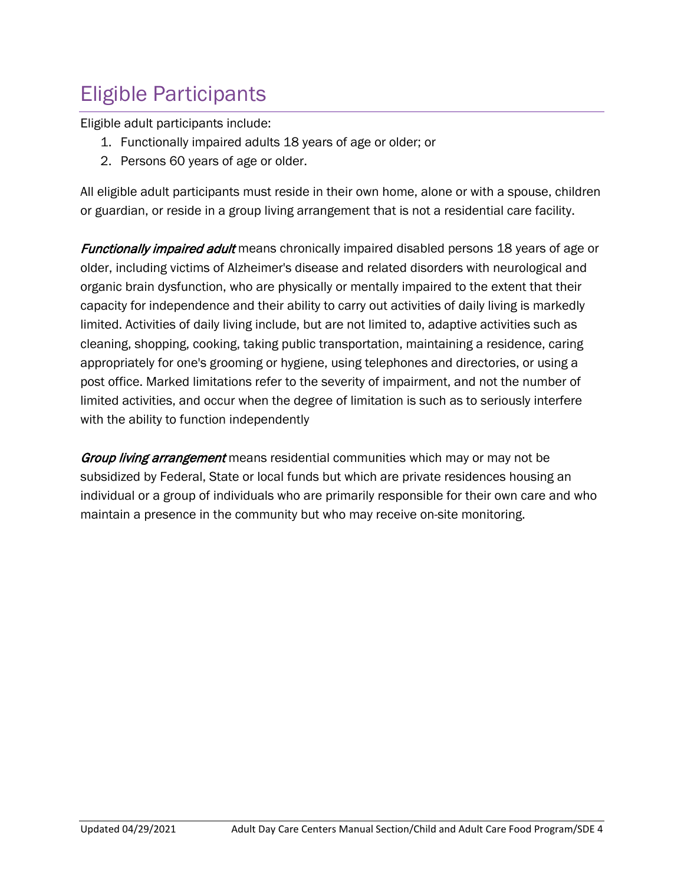# Eligible Participants

Eligible adult participants include:

1. Functionally impaired adults 18 years of age or older; or
2. Persons 60 years of age or older.

All eligible adult participants must reside in their own home, alone or with a spouse, children or guardian, or reside in a group living arrangement that is not a residential care facility.

***Functionally impaired adult*** means chronically impaired disabled persons 18 years of age or older, including victims of Alzheimer's disease and related disorders with neurological and organic brain dysfunction, who are physically or mentally impaired to the extent that their capacity for independence and their ability to carry out activities of daily living is markedly limited. Activities of daily living include, but are not limited to, adaptive activities such as cleaning, shopping, cooking, taking public transportation, maintaining a residence, caring appropriately for one's grooming or hygiene, using telephones and directories, or using a post office. Marked limitations refer to the severity of impairment, and not the number of limited activities, and occur when the degree of limitation is such as to seriously interfere with the ability to function independently

***Group living arrangement*** means residential communities which may or may not be subsidized by Federal, State or local funds but which are private residences housing an individual or a group of individuals who are primarily responsible for their own care and who maintain a presence in the community but who may receive on-site monitoring.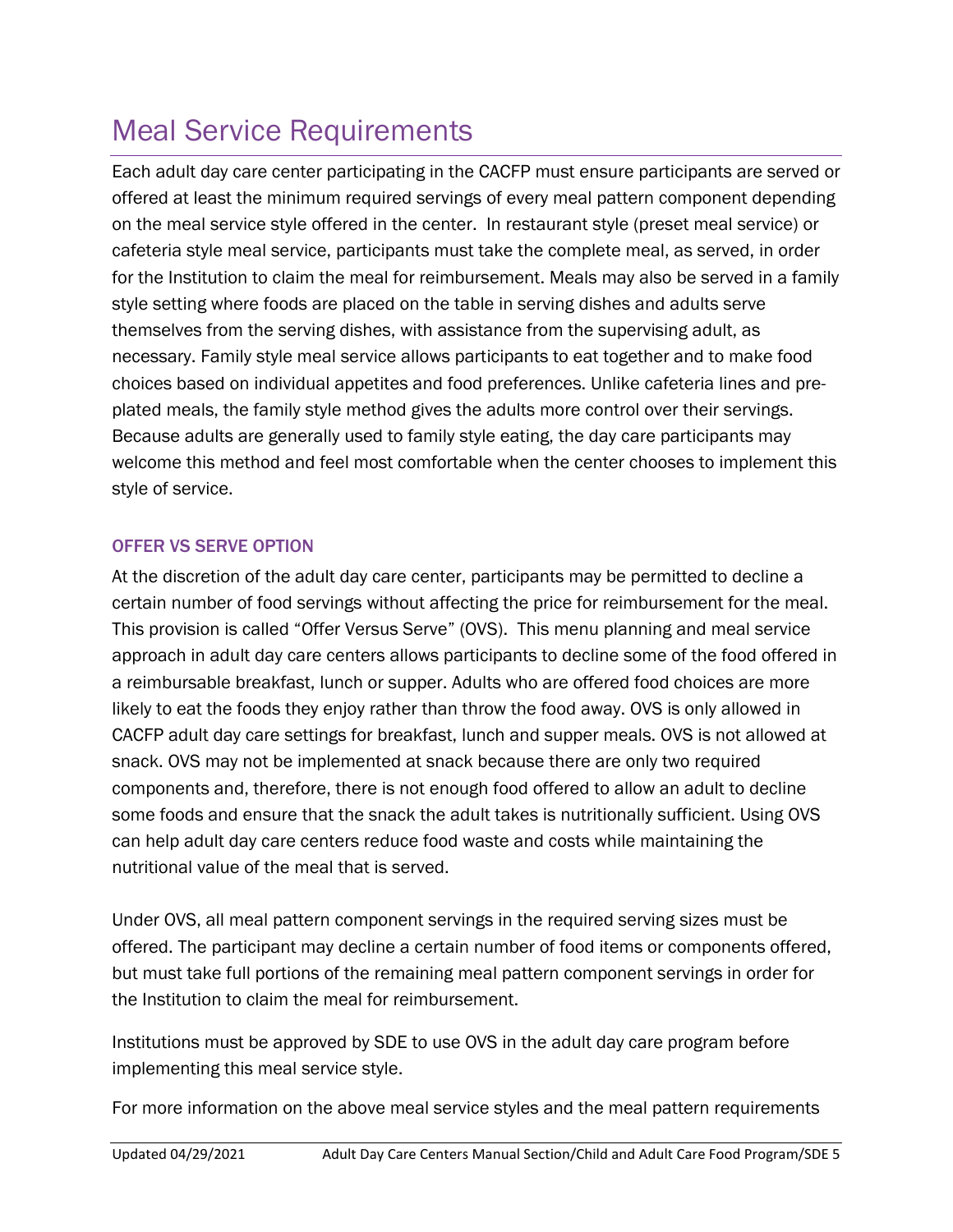# Meal Service Requirements

Each adult day care center participating in the CACFP must ensure participants are served or offered at least the minimum required servings of every meal pattern component depending on the meal service style offered in the center. In restaurant style (preset meal service) or cafeteria style meal service, participants must take the complete meal, as served, in order for the Institution to claim the meal for reimbursement. Meals may also be served in a family style setting where foods are placed on the table in serving dishes and adults serve themselves from the serving dishes, with assistance from the supervising adult, as necessary. Family style meal service allows participants to eat together and to make food choices based on individual appetites and food preferences. Unlike cafeteria lines and pre-plated meals, the family style method gives the adults more control over their servings. Because adults are generally used to family style eating, the day care participants may welcome this method and feel most comfortable when the center chooses to implement this style of service.

### OFFER VS SERVE OPTION

At the discretion of the adult day care center, participants may be permitted to decline a certain number of food servings without affecting the price for reimbursement for the meal. This provision is called "Offer Versus Serve" (OVS). This menu planning and meal service approach in adult day care centers allows participants to decline some of the food offered in a reimbursable breakfast, lunch or supper. Adults who are offered food choices are more likely to eat the foods they enjoy rather than throw the food away. OVS is only allowed in CACFP adult day care settings for breakfast, lunch and supper meals. OVS is not allowed at snack. OVS may not be implemented at snack because there are only two required components and, therefore, there is not enough food offered to allow an adult to decline some foods and ensure that the snack the adult takes is nutritionally sufficient. Using OVS can help adult day care centers reduce food waste and costs while maintaining the nutritional value of the meal that is served.

Under OVS, all meal pattern component servings in the required serving sizes must be offered. The participant may decline a certain number of food items or components offered, but must take full portions of the remaining meal pattern component servings in order for the Institution to claim the meal for reimbursement.

Institutions must be approved by SDE to use OVS in the adult day care program before implementing this meal service style.

For more information on the above meal service styles and the meal pattern requirements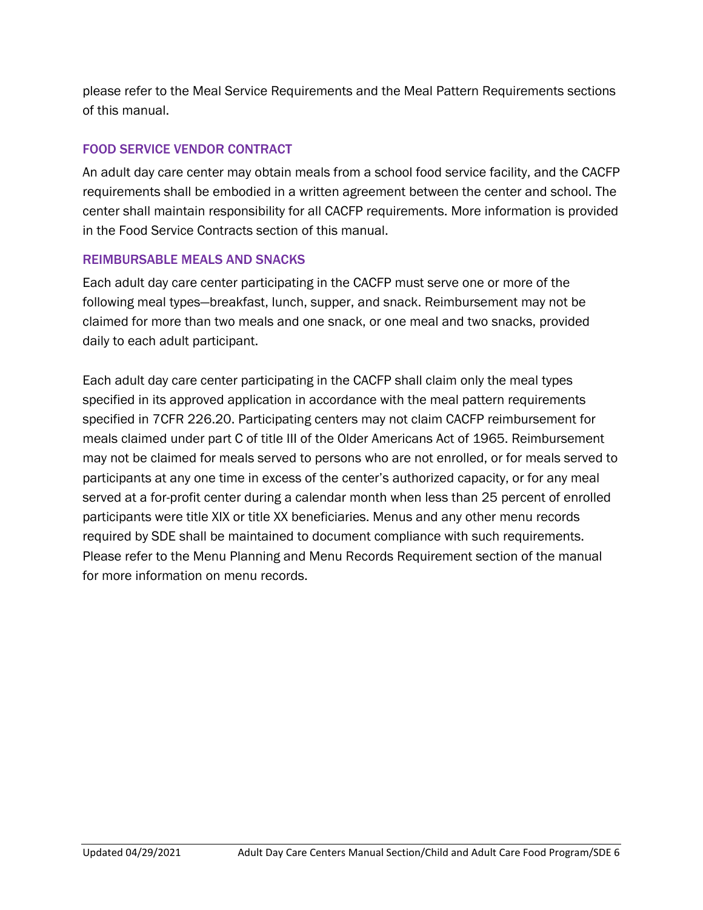please refer to the Meal Service Requirements and the Meal Pattern Requirements sections of this manual.

### FOOD SERVICE VENDOR CONTRACT

An adult day care center may obtain meals from a school food service facility, and the CACFP requirements shall be embodied in a written agreement between the center and school. The center shall maintain responsibility for all CACFP requirements. More information is provided in the Food Service Contracts section of this manual.

### REIMBURSABLE MEALS AND SNACKS

Each adult day care center participating in the CACFP must serve one or more of the following meal types—breakfast, lunch, supper, and snack. Reimbursement may not be claimed for more than two meals and one snack, or one meal and two snacks, provided daily to each adult participant.

Each adult day care center participating in the CACFP shall claim only the meal types specified in its approved application in accordance with the meal pattern requirements specified in 7CFR 226.20. Participating centers may not claim CACFP reimbursement for meals claimed under part C of title III of the Older Americans Act of 1965. Reimbursement may not be claimed for meals served to persons who are not enrolled, or for meals served to participants at any one time in excess of the center's authorized capacity, or for any meal served at a for-profit center during a calendar month when less than 25 percent of enrolled participants were title XIX or title XX beneficiaries. Menus and any other menu records required by SDE shall be maintained to document compliance with such requirements. Please refer to the Menu Planning and Menu Records Requirement section of the manual for more information on menu records.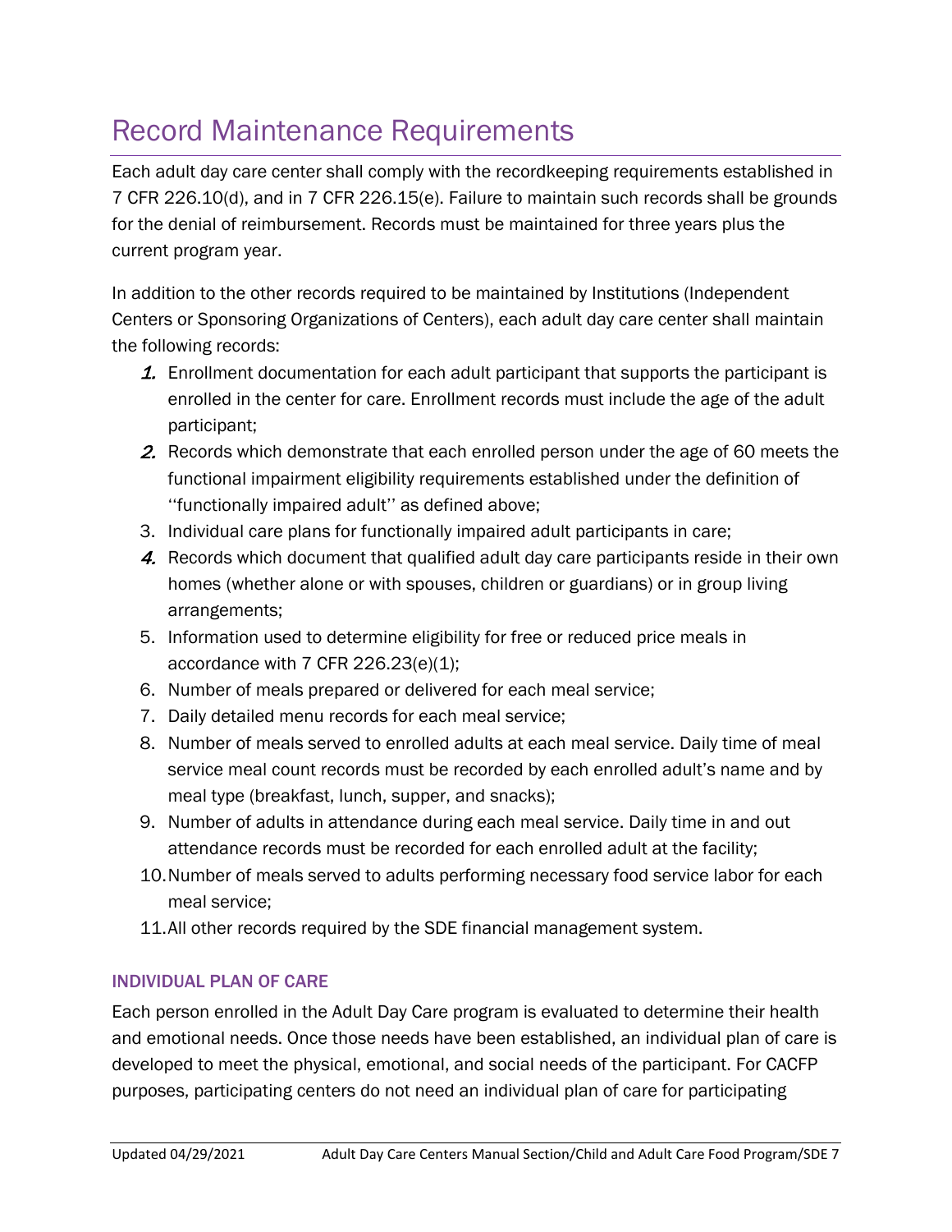# Record Maintenance Requirements

Each adult day care center shall comply with the recordkeeping requirements established in 7 CFR 226.10(d), and in 7 CFR 226.15(e). Failure to maintain such records shall be grounds for the denial of reimbursement. Records must be maintained for three years plus the current program year.

In addition to the other records required to be maintained by Institutions (Independent Centers or Sponsoring Organizations of Centers), each adult day care center shall maintain the following records:

1. Enrollment documentation for each adult participant that supports the participant is enrolled in the center for care. Enrollment records must include the age of the adult participant;
2. Records which demonstrate that each enrolled person under the age of 60 meets the functional impairment eligibility requirements established under the definition of ''functionally impaired adult'' as defined above;
3. Individual care plans for functionally impaired adult participants in care;
4. Records which document that qualified adult day care participants reside in their own homes (whether alone or with spouses, children or guardians) or in group living arrangements;
5. Information used to determine eligibility for free or reduced price meals in accordance with 7 CFR 226.23(e)(1);
6. Number of meals prepared or delivered for each meal service;
7. Daily detailed menu records for each meal service;
8. Number of meals served to enrolled adults at each meal service. Daily time of meal service meal count records must be recorded by each enrolled adult's name and by meal type (breakfast, lunch, supper, and snacks);
9. Number of adults in attendance during each meal service. Daily time in and out attendance records must be recorded for each enrolled adult at the facility;
10. Number of meals served to adults performing necessary food service labor for each meal service;
11. All other records required by the SDE financial management system.

### INDIVIDUAL PLAN OF CARE

Each person enrolled in the Adult Day Care program is evaluated to determine their health and emotional needs. Once those needs have been established, an individual plan of care is developed to meet the physical, emotional, and social needs of the participant. For CACFP purposes, participating centers do not need an individual plan of care for participating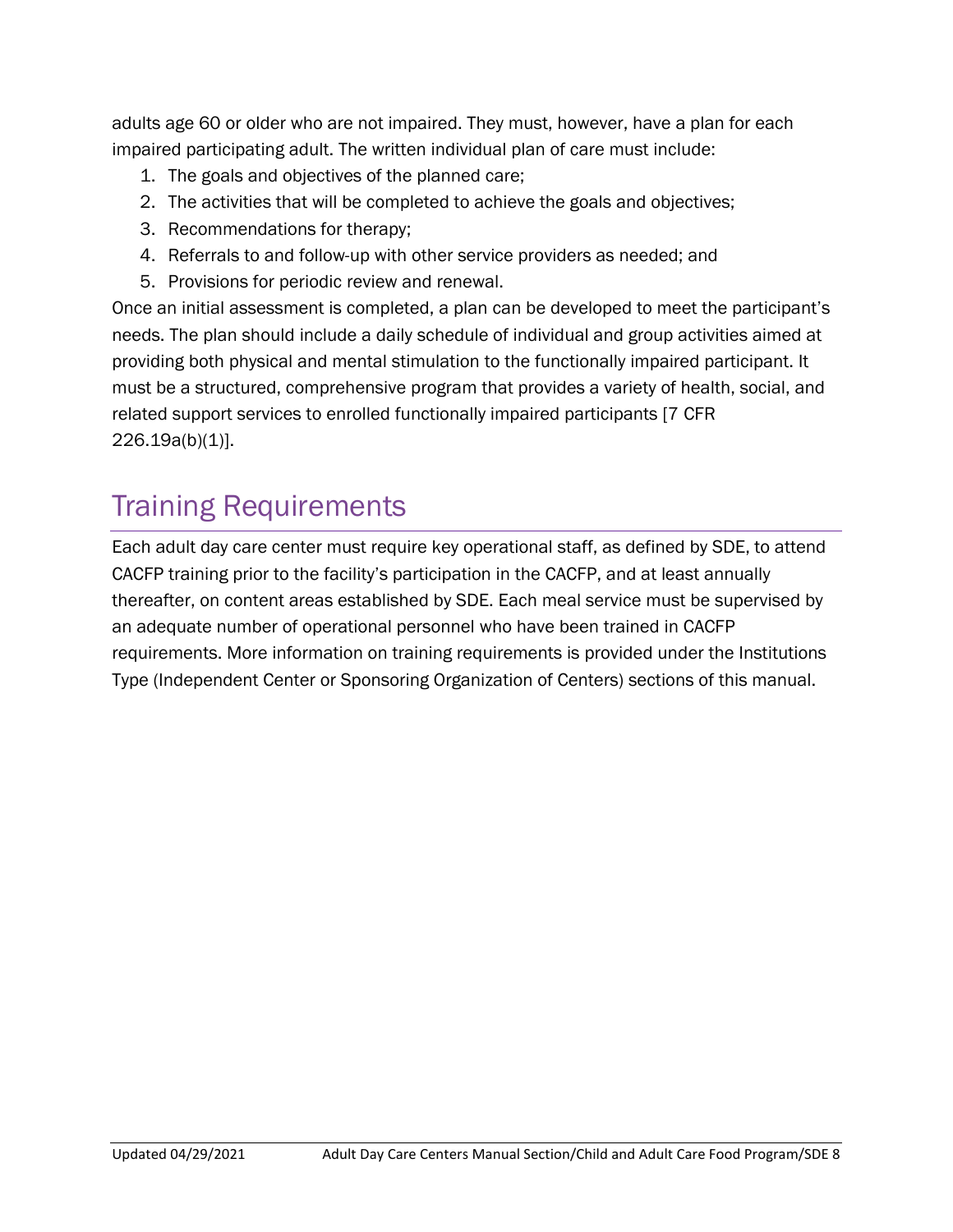adults age 60 or older who are not impaired. They must, however, have a plan for each impaired participating adult. The written individual plan of care must include:

1. The goals and objectives of the planned care;
2. The activities that will be completed to achieve the goals and objectives;
3. Recommendations for therapy;
4. Referrals to and follow-up with other service providers as needed; and
5. Provisions for periodic review and renewal.

Once an initial assessment is completed, a plan can be developed to meet the participant's needs. The plan should include a daily schedule of individual and group activities aimed at providing both physical and mental stimulation to the functionally impaired participant. It must be a structured, comprehensive program that provides a variety of health, social, and related support services to enrolled functionally impaired participants [7 CFR 226.19a(b)(1)].

## Training Requirements

Each adult day care center must require key operational staff, as defined by SDE, to attend CACFP training prior to the facility's participation in the CACFP, and at least annually thereafter, on content areas established by SDE. Each meal service must be supervised by an adequate number of operational personnel who have been trained in CACFP requirements. More information on training requirements is provided under the Institutions Type (Independent Center or Sponsoring Organization of Centers) sections of this manual.